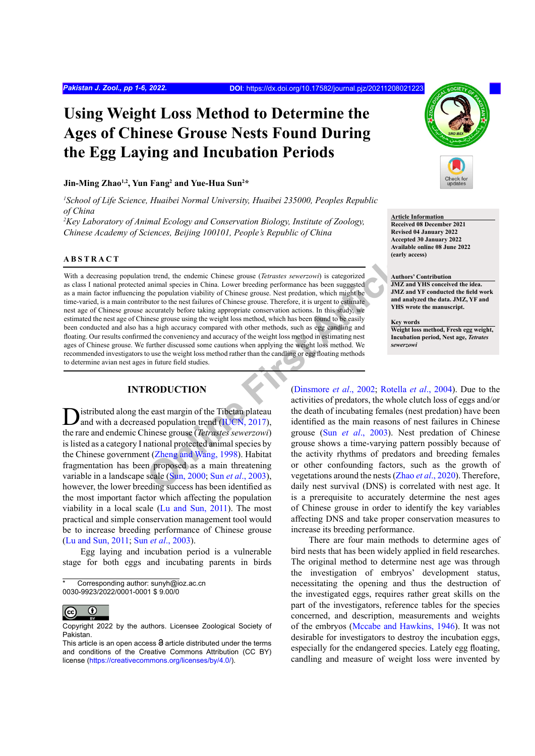# Using Weight Loss Method to Determine the Ages of Chinese Grouse Nests Found During the Egg Laying and Incubation Periods

**Jin-Ming Zhao[1,2], Yun Fang[2] and Yue-Hua Sun[2]***

[1]*School of Life Science, Huaibei Normal University, Huaibei 235000, Peoples Republic of China*
[2]*Key Laboratory of Animal Ecology and Conservation Biology, Institute of Zoology, Chinese Academy of Sciences, Beijing 100101, People's Republic of China*

**Article Information**
**Received 08 December 2021**
**Revised 04 January 2022**
**Accepted 30 January 2022**
**Available online 08 June 2022 (early access)**

**Authors' Contribution**
**JMZ and YHS conceived the idea. JMZ and YF conducted the field work and analyzed the data. JMZ, YF and YHS wrote the manuscript.**

**Key words**
**Weight loss method, Fresh egg weight, Incubation period, Nest age, *Tetrates sewerzowi***

## ABSTRACT

With a decreasing population trend, the endemic Chinese grouse (*Tetrastes sewerzowi*) is categorized as class I national protected animal species in China. Lower breeding performance has been suggested as a main factor influencing the population viability of Chinese grouse. Nest predation, which might be time-varied, is a main contributor to the nest failures of Chinese grouse. Therefore, it is urgent to estimate nest age of Chinese grouse accurately before taking appropriate conservation actions. In this study, we estimated the nest age of Chinese grouse using the weight loss method, which has been found to be easily been conducted and also has a high accuracy compared with other methods, such as egg candling and floating. Our results confirmed the convenienc and accuracy of the weight loss method in estimating nest ages of Chinese grouse. We further discussed some cautions when applying the weight loss method. We recommended investigators to use the weight loss method rather than the candling or egg floating methods to determine avian nest ages in future field studies.

## INTRODUCTION

Distributed along the east margin of the Tibetan plateau and with a decreased population trend (IUCN, 2017), the rare and endemic Chinese grouse (*Tetrastes sewerzowi*) is listed as a category I national protected animal species by the Chinese government (Zheng and Wang, 1998). Habitat fragmentation has been proposed as a main threatening variable in a landscape scale (Sun, 2000; Sun *et al*., 2003), however, the lower breeding success has been identified as the most important factor which affecting the population viability in a local scale (Lu and Sun, 2011). The most practical and simple conservation management tool would be to increase breeding performance of Chinese grouse (Lu and Sun, 2011; Sun *et al*., 2003).

Egg laying and incubation period is a vulnerable stage for both eggs and incubating parents in birds (Dinsmore *et al*., 2002; Rotella *et al*., 2004). Due to the activities of predators, the whole clutch loss of eggs and/or the death of incubating females (nest predation) have been identified as the main reasons of nest failures in Chinese grouse (Sun *et al*., 2003). Nest predation of Chinese grouse shows a time-varying pattern possibly because of the activity rhythms of predators and breeding females or other confounding factors, such as the growth of vegetations around the nests (Zhao *et al*., 2020). Therefore, daily nest survival (DNS) is correlated with nest age. It is a prerequisite to accurately determine the nest ages of Chinese grouse in order to identify the key variables affecting DNS and take proper conservation measures to increase its breeding performance.

There are four main methods to determine ages of bird nests that has been widely applied in field researches. The original method to determine nest age was through the investigation of embryos' development status, necessitating the opening and thus the destruction of the investigated eggs, requires rather great skills on the part of the investigators, reference tables for the species concerned, and description, measurements and weights of the embryos (Mccabe and Hawkins, 1946). It was not desirable for investigators to destroy the incubation eggs, especially for the endangered species. Lately egg floating, candling and measure of weight loss were invented by

\* Corresponding author: sunyh@ioz.ac.cn
0030-9923/2022/0001-0001 $ 9.00/0

Copyright 2022 by the authors. Licensee Zoological Society of Pakistan.
This article is an open access article distributed under the terms and conditions of the Creative Commons Attribution (CC BY) license (https://creativecommons.org/licenses/by/4.0/).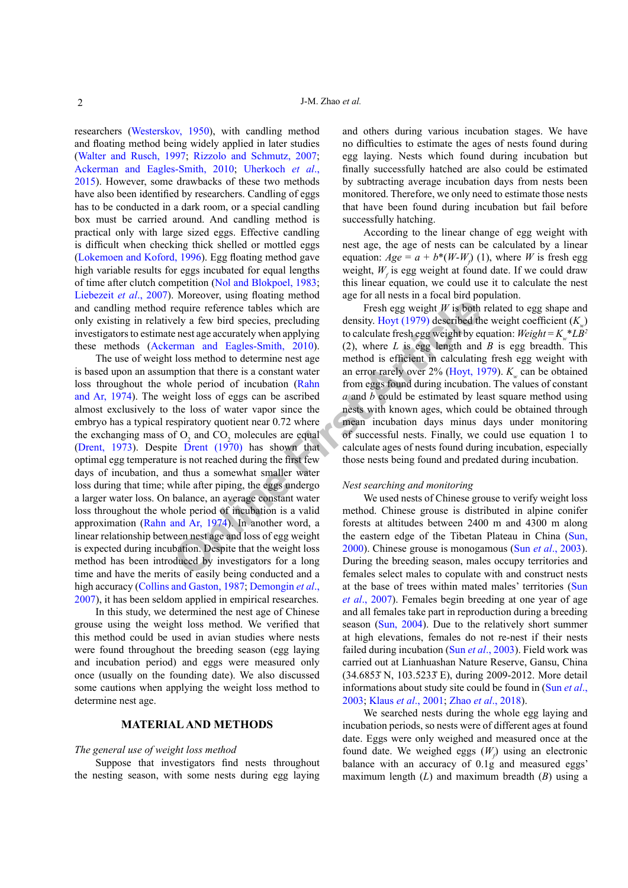researchers (Westerskov, 1950), with candling method and floating method being widely applied in later studies (Walter and Rusch, 1997; Rizzolo and Schmutz, 2007; Ackerman and Eagles-Smith, 2010; Uherkoch *et al*., 2015). However, some drawbacks of these two methods have also been identified by researchers. Candling of eggs has to be conducted in a dark room, or a special candling box must be carried around. And candling method is practical only with large sized eggs. Effective candling is difficult when checking thick shelled or mottled eggs (Lokemoen and Koford, 1996). Egg floating method gave high variable results for eggs incubated for equal lengths of time after clutch competition (Nol and Blokpoel, 1983; Liebezeit *et al*., 2007). Moreover, using floating method and candling method require reference tables which are only existing in relatively a few bird species, precluding investigators to estimate nest age accurately when applying these methods (Ackerman and Eagles-Smith, 2010).

The use of weight loss method to determine nest age is based upon an assumption that there is a constant water loss throughout the whole period of incubation (Rahn and Ar, 1974). The weight loss of eggs can be ascribed almost exclusively to the loss of water vapor since the embryo has a typical respiratory quotient near 0.72 where the exchanging mass of $O_2$ and $CO_2$ molecules are equal (Drent, 1973). Despite Drent (1970) has shown that optimal egg temperature is not reached during the first few days of incubation, and thus a somewhat smaller water loss during that time; while after piping, the eggs undergo a larger water loss. On balance, an average constant water loss throughout the whole period of incubation is a valid approximation (Rahn and Ar, 1974). In another word, a linear relationship between nest age and loss of egg weight is expected during incubation. Despite that the weight loss method has been introduced by investigators for a long time and have the merits of easily being conducted and a high accuracy (Collins and Gaston, 1987; Demongin *et al*., 2007), it has been seldom applied in empirical researches.

In this study, we determined the nest age of Chinese grouse using the weight loss method. We verified that this method could be used in avian studies where nests were found throughout the breeding season (egg laying and incubation period) and eggs were measured only once (usually on the founding date). We also discussed some cautions when applying the weight loss method to determine nest age.

## MATERIAL AND METHODS

*The general use of weight loss method*

Suppose that investigators find nests throughout the nesting season, with some nests during egg laying and others during various incubation stages. We have no difficulties to estimate the ages of nests found during egg laying. Nests which found during incubation but finally successfully hatched are also could be estimated by subtracting average incubation days from nests been monitored. Therefore, we only need to estimate those nests that have been found during incubation but fail before successfully hatching.

According to the linear change of egg weight with nest age, the age of nests can be calculated by a linear equation: $Age = a + b*(W\text{-}W_f)$ (1), where $W$ is fresh egg weight, $W_f$ is egg weight at found date. If we could draw this linear equation, we could use it to calculate the nest age for all nests in a focal bird population.

Fresh egg weight $W$ is both related to egg shape and density. Hoyt (1979) described the weight coefficient ($K_w$) to calculate fresh egg weight by equation: $Weight = K_w*LB^2$ (2), where $L$ is egg length and $B$ is egg breadth. This method is efficient in calculating fresh egg weight with an error rarely over 2% (Hoyt, 1979). $K_w$ can be obtained from eggs found during incubation. The values of constant $a$ and $b$ could be estimated by least square method using nests with known ages, which could be obtained through mean incubation days minus days under monitoring of successful hatching. Finally, we could use equation 1 to calculate ages of nests found during incubation, especially those nests being found and predated during incubation.

*Nest searching and monitoring*

We used nests of Chinese grouse to verify weight loss method. Chinese grouse is distributed in alpine conifer forests at altitudes between 2400 m and 4300 m along the eastern edge of the Tibetan Plateau in China (Sun, 2000). Chinese grouse is monogamous (Sun *et al*., 2003). During the breeding season, males occupy territories and females select males to copulate with and construct nests at the base of trees within mated males' territories (Sun *et al*., 2007). Females begin breeding at one year of age and all females take part in reproduction during a breeding season (Sun, 2004). Due to the relatively short summer at high elevations, females do not re-nest if their nests failed during incubation (Sun *et al*., 2003). Field work was carried out at Lianhuashan Nature Reserve, Gansu, China (34.6853' N, 103.5233' E), during 2009-2012. More detail informations about study site could be found in (Sun *et al*., 2003; Klaus *et al*., 2001; Zhao *et al*., 2018).

We searched nests during the whole egg laying and incubation periods, so nests were of different ages at found date. Eggs were only weighed and measured once at the found date. We weighed eggs ($W_f$) using an electronic balance with an accuracy of 0.1g and measured eggs' maximum length ($L$) and maximum breadth ($B$) using a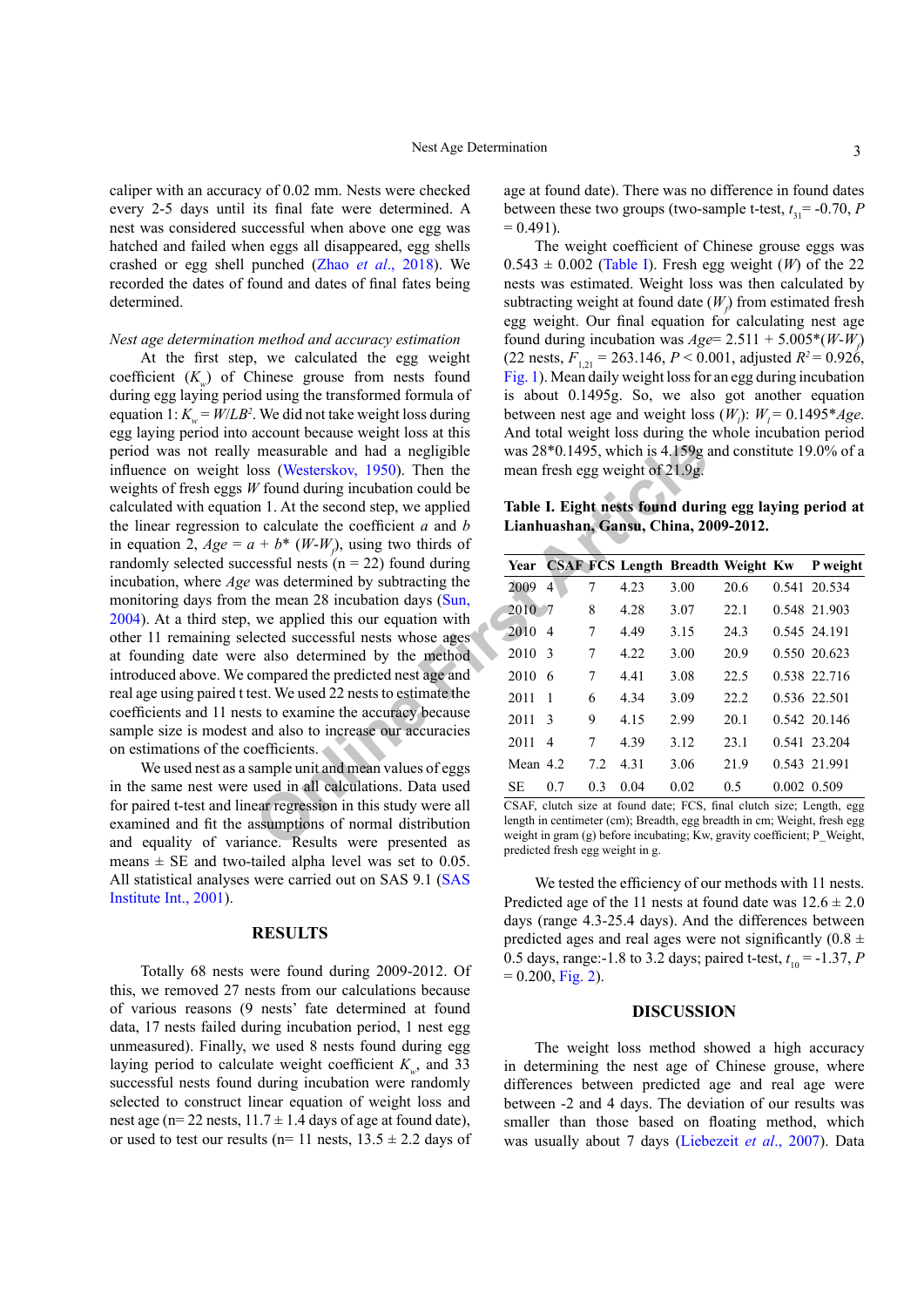caliper with an accuracy of 0.02 mm. Nests were checked every 2-5 days until its final fate were determined. A nest was considered successful when above one egg was hatched and failed when eggs all disappeared, egg shells crashed or egg shell punched (Zhao *et al*., 2018). We recorded the dates of found and dates of final fates being determined.

*Nest age determination method and accuracy estimation*

At the first step, we calculated the egg weight coefficient ($K_w$) of Chinese grouse from nests found during egg laying period using the transformed formula of equation 1: $K_w = W/LB^2$. We did not take weight loss during egg laying period into account because weight loss at this period was not really measurable and had a negligible influence on weight loss (Westerskov, 1950). Then the weights of fresh eggs $W$ found during incubation could be calculated with equation 1. At the second step, we applied the linear regression to calculate the coefficient $a$ and $b$ in equation 2, $Age = a + b^*(W\text{-}W_f)$, using two thirds of randomly selected successful nests (n = 22) found during incubation, where *Age* was determined by subtracting the monitoring days from the mean 28 incubation days (Sun, 2004). At a third step, we applied this our equation with other 11 remaining selected successful nests whose ages at founding date were also determined by the method introduced above. We compared the predicted nest age and real age using paired t test. We used 22 nests to estimate the coefficients and 11 nests to examine the accuracy because sample size is modest and also to increase our accuracies on estimations of the coefficients.

We used nest as a sample unit and mean values of eggs in the same nest were used in all calculations. Data used for paired t-test and linear regression in this study were all examined and fit the assumptions of normal distribution and equality of variance. Results were presented as means ± SE and two-tailed alpha level was set to 0.05. All statistical analyses were carried out on SAS 9.1 (SAS Institute Int., 2001).

## RESULTS

Totally 68 nests were found during 2009-2012. Of this, we removed 27 nests from our calculations because of various reasons (9 nests' fate determined at found data, 17 nests failed during incubation period, 1 nest egg unmeasured). Finally, we used 8 nests found during egg laying period to calculate weight coefficient $K_w$, and 33 successful nests found during incubation were randomly selected to construct linear equation of weight loss and nest age (n= 22 nests, 11.7 ± 1.4 days of age at found date), or used to test our results (n= 11 nests, 13.5 ± 2.2 days of age at found date). There was no difference in found dates between these two groups (two-sample t-test, $t_{31}$= -0.70, $P$ = 0.491).

The weight coefficient of Chinese grouse eggs was 0.543 ± 0.002 (Table I). Fresh egg weight ($W$) of the 22 nests was estimated. Weight loss was then calculated by subtracting weight at found date ($W_f$) from estimated fresh egg weight. Our final equation for calculating nest age found during incubation was $Age$= 2.511 + 5.005*($W$-$W_f$) (22 nests, $F_{1,21}$ = 263.146, $P$ < 0.001, adjusted $R^2$ = 0.926, Fig. 1). Mean daily weight loss for an egg during incubation is about 0.1495g. So, we also got another equation between nest age and weight loss ($W_l$): $W_l$= 0.1495*$Age$. And total weight loss during the whole incubation period was 28*0.1495, which is 4.159g and constitute 19.0% of a mean fresh egg weight of 21.9g.

**Table I. Eight nests found during egg laying period at Lianhuashan, Gansu, China, 2009-2012.**

| Year | CSAF | FCS | Length | Breadth | Weight | Kw | P weight |
|---|---|---|---|---|---|---|---|
| 2009 | 4 | 7 | 4.23 | 3.00 | 20.6 | 0.541 | 20.534 |
| 2010 | 7 | 8 | 4.28 | 3.07 | 22.1 | 0.548 | 21.903 |
| 2010 | 4 | 7 | 4.49 | 3.15 | 24.3 | 0.545 | 24.191 |
| 2010 | 3 | 7 | 4.22 | 3.00 | 20.9 | 0.550 | 20.623 |
| 2010 | 6 | 7 | 4.41 | 3.08 | 22.5 | 0.538 | 22.716 |
| 2011 | 1 | 6 | 4.34 | 3.09 | 22.2 | 0.536 | 22.501 |
| 2011 | 3 | 9 | 4.15 | 2.99 | 20.1 | 0.542 | 20.146 |
| 2011 | 4 | 7 | 4.39 | 3.12 | 23.1 | 0.541 | 23.204 |
| Mean | 4.2 | 7.2 | 4.31 | 3.06 | 21.9 | 0.543 | 21.991 |
| SE | 0.7 | 0.3 | 0.04 | 0.02 | 0.5 | 0.002 | 0.509 |

CSAF, clutch size at found date; FCS, final clutch size; Length, egg length in centimeter (cm); Breadth, egg breadth in cm; Weight, fresh egg weight in gram (g) before incubating; Kw, gravity coefficient; P_Weight, predicted fresh egg weight in g.

We tested the efficiency of our methods with 11 nests. Predicted age of the 11 nests at found date was 12.6 ± 2.0 days (range 4.3-25.4 days). And the differences between predicted ages and real ages were not significantly (0.8 ± 0.5 days, range:-1.8 to 3.2 days; paired t-test, $t_{10}$ = -1.37, $P$ = 0.200, Fig. 2).

## DISCUSSION

The weight loss method showed a high accuracy in determining the nest age of Chinese grouse, where differences between predicted age and real age were between -2 and 4 days. The deviation of our results was smaller than those based on floating method, which was usually about 7 days (Liebezeit *et al*., 2007). Data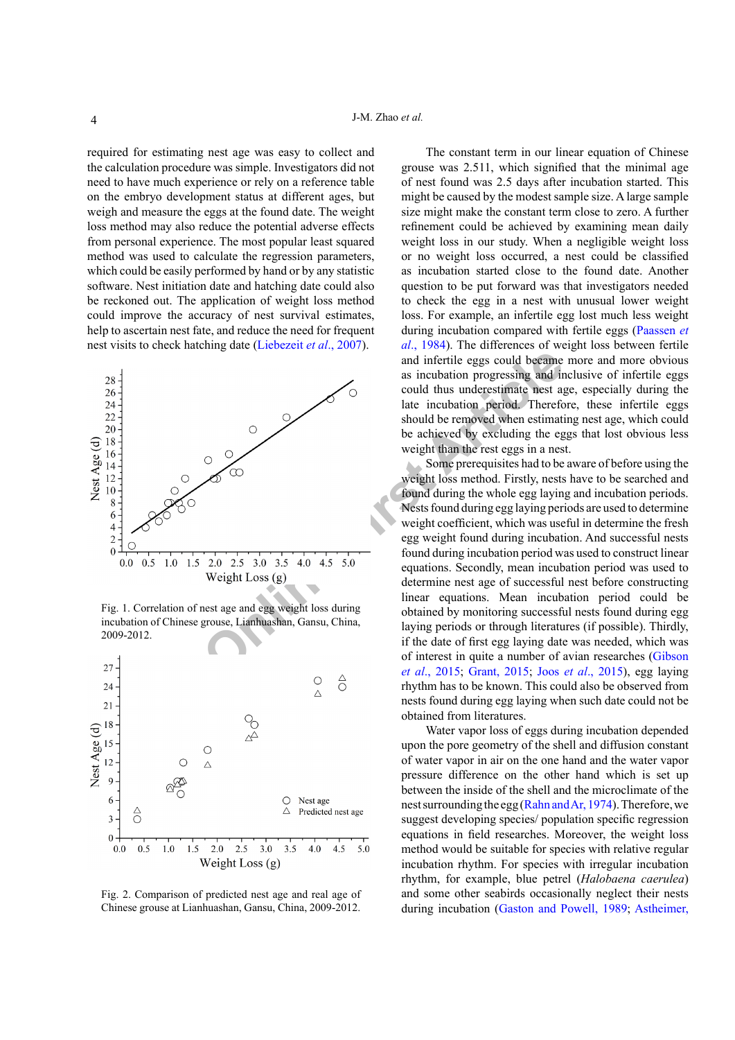required for estimating nest age was easy to collect and the calculation procedure was simple. Investigators did not need to have much experience or rely on a reference table on the embryo development status at different ages, but weigh and measure the eggs at the found date. The weight loss method may also reduce the potential adverse effects from personal experience. The most popular least squared method was used to calculate the regression parameters, which could be easily performed by hand or by any statistic software. Nest initiation date and hatching date could also be reckoned out. The application of weight loss method could improve the accuracy of nest survival estimates, help to ascertain nest fate, and reduce the need for frequent nest visits to check hatching date (Liebezeit *et al*., 2007).

Fig. 1. Correlation of nest age and egg weight loss during incubation of Chinese grouse, Lianhuashan, Gansu, China, 2009-2012.

Fig. 2. Comparison of predicted nest age and real age of Chinese grouse at Lianhuashan, Gansu, China, 2009-2012.

The constant term in our linear equation of Chinese grouse was 2.511, which signified that the minimal age of nest found was 2.5 days after incubation started. This might be caused by the modest sample size. A large sample size might make the constant term close to zero. A further refinement could be achieved by examining mean daily weight loss in our study. When a negligible weight loss or no weight loss occurred, a nest could be classified as incubation started close to the found date. Another question to be put forward was that investigators needed to check the egg in a nest with unusual lower weight loss. For example, an infertile egg lost much less weight during incubation compared with fertile eggs (Paassen *et al*., 1984). The differences of weight loss between fertile and infertile eggs could became more and more obvious as incubation progressing and inclusive of infertile eggs could thus underestimate nest age, especially during the late incubation period. Therefore, these infertile eggs should be removed when estimating nest age, which could be achieved by excluding the eggs that lost obvious less weight than the rest eggs in a nest.

Some prerequisites had to be aware of before using the weight loss method. Firstly, nests have to be searched and found during the whole egg laying and incubation periods. Nests found during egg laying periods are used to determine weight coefficient, which was useful in determine the fresh egg weight found during incubation. And successful nests found during incubation period was used to construct linear equations. Secondly, mean incubation period was used to determine nest age of successful nest before constructing linear equations. Mean incubation period could be obtained by monitoring successful nests found during egg laying periods or through literatures (if possible). Thirdly, if the date of first egg laying date was needed, which was of interest in quite a number of avian researches (Gibson *et al*., 2015; Grant, 2015; Joos *et al*., 2015), egg laying rhythm has to be known. This could also be observed from nests found during egg laying when such date could not be obtained from literatures.

Water vapor loss of eggs during incubation depended upon the pore geometry of the shell and diffusion constant of water vapor in air on the one hand and the water vapor pressure difference on the other hand which is set up between the inside of the shell and the microclimate of the nest surrounding the egg (Rahn and Ar, 1974). Therefore, we suggest developing species/ population specific regression equations in field researches. Moreover, the weight loss method would be suitable for species with relative regular incubation rhythm. For species with irregular incubation rhythm, for example, blue petrel (*Halobaena caerulea*) and some other seabirds occasionally neglect their nests during incubation (Gaston and Powell, 1989; Astheimer,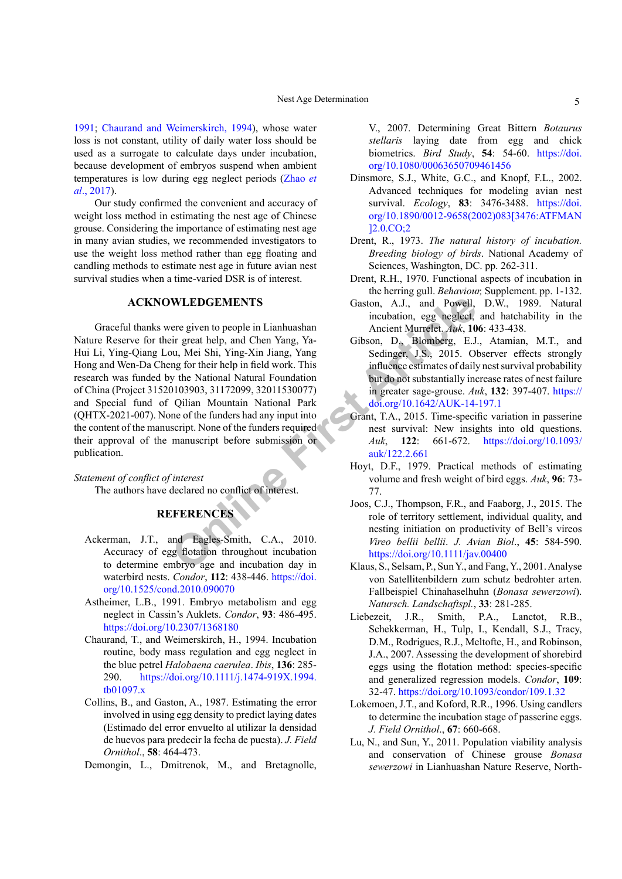1991; Chaurand and Weimerskirch, 1994), whose water loss is not constant, utility of daily water loss should be used as a surrogate to calculate days under incubation, because development of embryos suspend when ambient temperatures is low during egg neglect periods (Zhao *et al*., 2017).

Our study confirmed the convenient and accuracy of weight loss method in estimating the nest age of Chinese grouse. Considering the importance of estimating nest age in many avian studies, we recommended investigators to use the weight loss method rather than egg floating and candling methods to estimate nest age in future avian nest survival studies when a time-varied DSR is of interest.

## ACKNOWLEDGEMENTS

Graceful thanks were given to people in Lianhuashan Nature Reserve for their great help, and Chen Yang, Ya-Hui Li, Ying-Qiang Lou, Mei Shi, Ying-Xin Jiang, Yang Hong and Wen-Da Cheng for their help in field work. This research was funded by the National Natural Foundation of China (Project 31520103903, 31172099, 32011530077) and Special fund of Qilian Mountain National Park (QHTX-2021-007). None of the funders had any input into the content of the manuscript. None of the funders required their approval of the manuscript before submission or publication.

*Statement of conflict of interest*

The authors have declared no conflict of interest.

## REFERENCES

Ackerman, J.T., and Eagles-Smith, C.A., 2010. Accuracy of egg flotation throughout incubation to determine embryo age and incubation day in waterbird nests. *Condor*, **112**: 438-446. https://doi.org/10.1525/cond.2010.090070

Astheimer, L.B., 1991. Embryo metabolism and egg neglect in Cassin's Auklets. *Condor*, **93**: 486-495. https://doi.org/10.2307/1368180

Chaurand, T., and Weimerskirch, H., 1994. Incubation routine, body mass regulation and egg neglect in the blue petrel *Halobaena caerulea*. *Ibis*, **136**: 285-290. https://doi.org/10.1111/j.1474-919X.1994.tb01097.x

Collins, B., and Gaston, A., 1987. Estimating the error involved in using egg density to predict laying dates (Estimado del error envuelto al utilizar la densidad de huevos para predecir la fecha de puesta). *J. Field Ornithol*., **58**: 464-473.

Demongin, L., Dmitrenok, M., and Bretagnolle, V., 2007. Determining Great Bittern *Botaurus stellaris* laying date from egg and chick biometrics. *Bird Study*, **54**: 54-60. https://doi.org/10.1080/00063650709461456

Dinsmore, S.J., White, G.C., and Knopf, F.L., 2002. Advanced techniques for modeling avian nest survival. *Ecology*, **83**: 3476-3488. https://doi.org/10.1890/0012-9658(2002)083[3476:ATFMAN]2.0.CO;2

Drent, R., 1973. *The natural history of incubation. Breeding biology of birds*. National Academy of Sciences, Washington, DC. pp. 262-311.

Drent, R.H., 1970. Functional aspects of incubation in the herring gull. *Behaviour,* Supplement. pp. 1-132.

Gaston, A.J., and Powell, D.W., 1989. Natural incubation, egg neglect, and hatchability in the Ancient Murrelet. *Auk*, **106**: 433-438.

Gibson, D., Blomberg, E.J., Atamian, M.T., and Sedinger, J.S., 2015. Observer effects strongly influence estimates of daily nest survival probability but do not substantially increase rates of nest failure in greater sage-grouse. *Auk*, **132**: 397-407. https://doi.org/10.1642/AUK-14-197.1

Grant, T.A., 2015. Time-specific variation in passerine nest survival: New insights into old questions. *Auk*, **122**: 661-672. https://doi.org/10.1093/auk/122.2.661

Hoyt, D.F., 1979. Practical methods of estimating volume and fresh weight of bird eggs. *Auk*, **96**: 73-77.

Joos, C.J., Thompson, F.R., and Faaborg, J., 2015. The role of territory settlement, individual quality, and nesting initiation on productivity of Bell's vireos *Vireo bellii bellii*. *J. Avian Biol*., **45**: 584-590. https://doi.org/10.1111/jav.00400

Klaus, S., Selsam, P., Sun Y., and Fang, Y., 2001. Analyse von Satellitenbildern zum schutz bedrohter arten. Fallbeispiel Chinahaselhuhn (*Bonasa sewerzowi*). *Natursch. Landschaftspl.*, **33**: 281-285.

Liebezeit, J.R., Smith, P.A., Lanctot, R.B., Schekkerman, H., Tulp, I., Kendall, S.J., Tracy, D.M., Rodrigues, R.J., Meltofte, H., and Robinson, J.A., 2007. Assessing the development of shorebird eggs using the flotation method: species-specific and generalized regression models. *Condor*, **109**: 32-47. https://doi.org/10.1093/condor/109.1.32

Lokemoen, J.T., and Koford, R.R., 1996. Using candlers to determine the incubation stage of passerine eggs. *J. Field Ornithol*., **67**: 660-668.

Lu, N., and Sun, Y., 2011. Population viability analysis and conservation of Chinese grouse *Bonasa sewerzowi* in Lianhuashan Nature Reserve, North-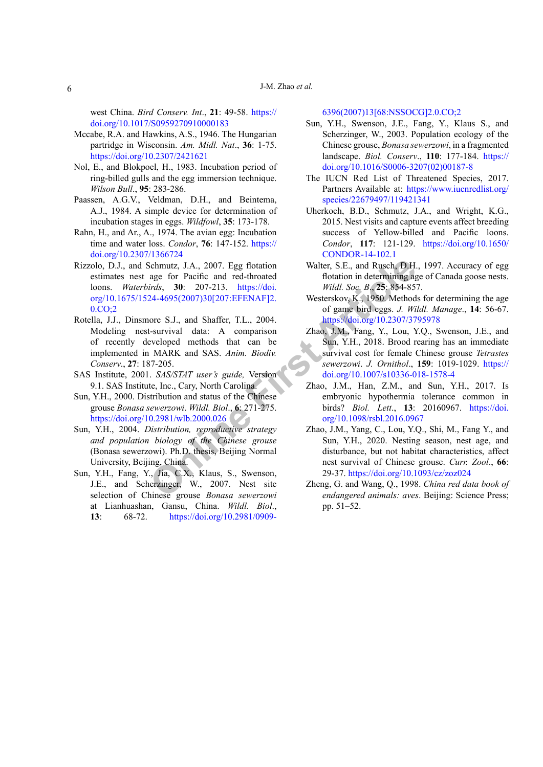west China. *Bird Conserv. Int*., **21**: 49-58. https://doi.org/10.1017/S0959270910000183

Mccabe, R.A. and Hawkins, A.S., 1946. The Hungarian partridge in Wisconsin. *Am. Midl. Nat*., **36**: 1-75. https://doi.org/10.2307/2421621

Nol, E., and Blokpoel, H., 1983. Incubation period of ring-billed gulls and the egg immersion technique. *Wilson Bull*., **95**: 283-286.

Paassen, A.G.V., Veldman, D.H., and Beintema, A.J., 1984. A simple device for determination of incubation stages in eggs. *Wildfowl*, **35**: 173-178.

Rahn, H., and Ar., A., 1974. The avian egg: Incubation time and water loss. *Condor*, **76**: 147-152. https://doi.org/10.2307/1366724

Rizzolo, D.J., and Schmutz, J.A., 2007. Egg flotation estimates nest age for Pacific and red-throated loons. *Waterbirds*, **30**: 207-213. https://doi.org/10.1675/1524-4695(2007)30[207:EFENAF]2.0.CO;2

Rotella, J.J., Dinsmore S.J., and Shaffer, T.L., 2004. Modeling nest-survival data: A comparison of recently developed methods that can be implemented in MARK and SAS. *Anim. Biodiv. Conserv*., **27**: 187-205.

SAS Institute, 2001. *SAS/STAT user's guide,* Version 9.1. SAS Institute, Inc., Cary, North Carolina.

Sun, Y.H., 2000. Distribution and status of the Chinese grouse *Bonasa sewerzowi*. *Wildl. Biol*., **6**: 271-275. https://doi.org/10.2981/wlb.2000.026

Sun, Y.H., 2004. *Distribution, reproductive strategy and population biology of the Chinese grouse* (Bonasa sewerzowi). Ph.D. thesis, Beijing Normal University, Beijing, China.

Sun, Y.H., Fang, Y., Jia, C.X., Klaus, S., Swenson, J.E., and Scherzinger, W., 2007. Nest site selection of Chinese grouse *Bonasa sewerzowi* at Lianhuashan, Gansu, China. *Wildl. Biol*., **13**: 68-72. https://doi.org/10.2981/0909-6396(2007)13[68:NSSOCG]2.0.CO;2

Sun, Y.H., Swenson, J.E., Fang, Y., Klaus S., and Scherzinger, W., 2003. Population ecology of the Chinese grouse, *Bonasa sewerzowi*, in a fragmented landscape. *Biol. Conserv*., **110**: 177-184. https://doi.org/10.1016/S0006-3207(02)00187-8

The IUCN Red List of Threatened Species, 2017. Partners Available at: https://www.iucnredlist.org/species/22679497/119421341

Uherkoch, B.D., Schmutz, J.A., and Wright, K.G., 2015. Nest visits and capture events affect breeding success of Yellow-billed and Pacific loons. *Condor*, **117**: 121-129. https://doi.org/10.1650/CONDOR-14-102.1

Walter, S.E., and Rusch, D.H., 1997. Accuracy of egg flotation in determining age of Canada goose nests. *Wildl. Soc. B*., **25**: 854-857.

Westerskov, K., 1950. Methods for determining the age of game bird eggs. *J. Wildl. Manage*., **14**: 56-67. https://doi.org/10.2307/3795978

Zhao, J.M., Fang, Y., Lou, Y.Q., Swenson, J.E., and Sun, Y.H., 2018. Brood rearing has an immediate survival cost for female Chinese grouse *Tetrastes sewerzowi*. *J. Ornithol*., **159**: 1019-1029. https://doi.org/10.1007/s10336-018-1578-4

Zhao, J.M., Han, Z.M., and Sun, Y.H., 2017. Is embryonic hypothermia tolerance common in birds? *Biol. Lett*., **13**: 20160967. https://doi.org/10.1098/rsbl.2016.0967

Zhao, J.M., Yang, C., Lou, Y.Q., Shi, M., Fang Y., and Sun, Y.H., 2020. Nesting season, nest age, and disturbance, but not habitat characteristics, affect nest survival of Chinese grouse. *Curr. Zool*., **66**: 29-37. https://doi.org/10.1093/cz/zoz024

Zheng, G. and Wang, Q., 1998. *China red data book of endangered animals: aves*. Beijing: Science Press; pp. 51–52.